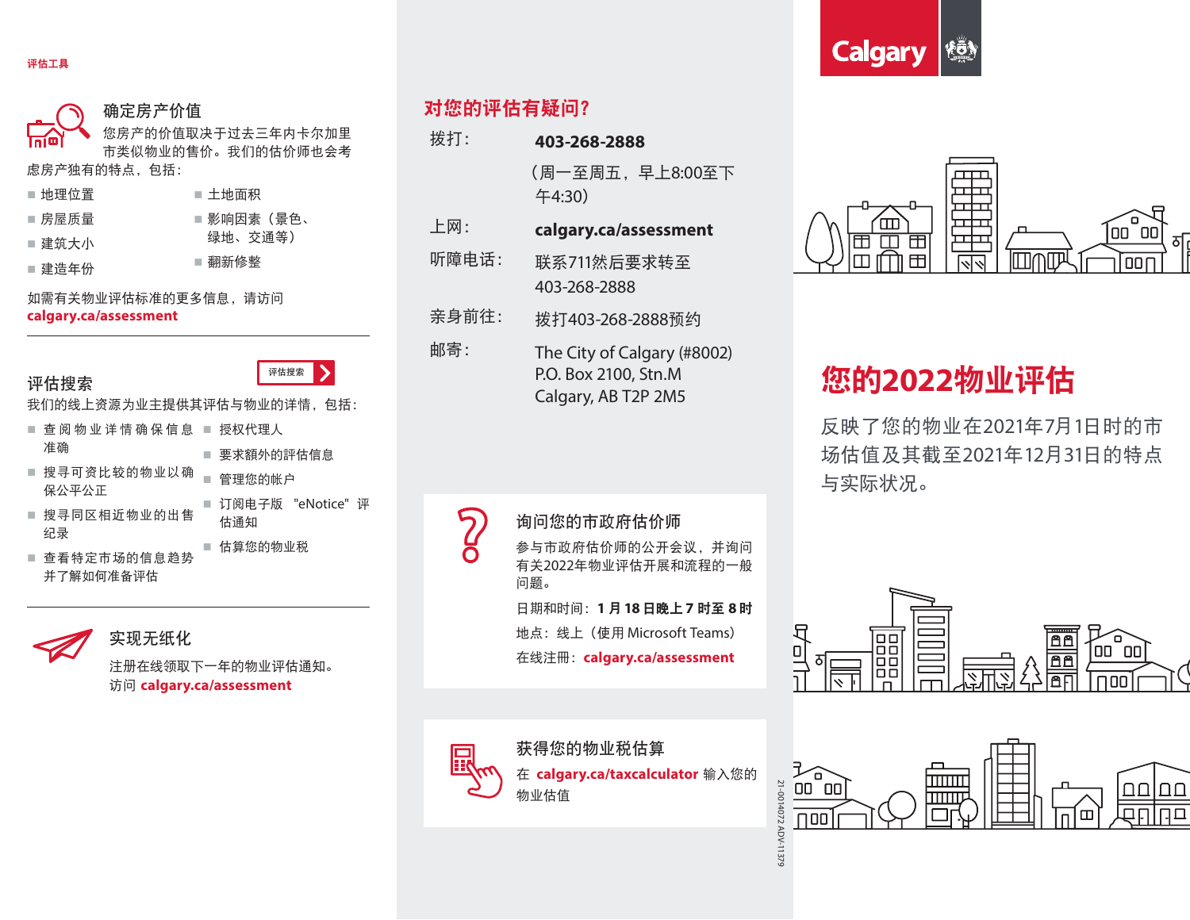评估工具

## 确定房产价值

您房产的价值取决于过去三年内卡尔加里市类似物业的售价。我们的估价师也会考虑房产独有的特点，包括：

- 地理位置
- 房屋质量
- 建筑大小
- 建造年份
- 土地面积
- 影响因素（景色、绿地、交通等）
- 翻新修整

如需有关物业评估标准的更多信息，请访问 **calgary.ca/assessment**

## 评估搜索

评估搜索

我们的线上资源为业主提供其评估与物业的详情，包括：

- 查阅物业详情确保信息准确
- 搜寻可资比较的物业以确保公平公正
- 搜寻同区相近物业的出售纪录
- 查看特定市场的信息趋势并了解如何准备评估
- 授权代理人
- 要求額外的評估信息
- 管理您的帐户
- 订阅电子版 "eNotice" 评估通知
- 估算您的物业税

## 实现无纸化

注册在线领取下一年的物业评估通知。
访问 **calgary.ca/assessment**

## 对您的评估有疑问？

| | |
|---|---|
| 拨打： | **403-268-2888** （周一至周五，早上8:00至下午4:30） |
| 上网： | **calgary.ca/assessment** |
| 听障电话： | 联系711然后要求转至 403-268-2888 |
| 亲身前往： | 拨打403-268-2888预约 |
| 邮寄： | The City of Calgary (#8002) P.O. Box 2100, Stn.M Calgary, AB T2P 2M5 |

### 询问您的市政府估价师

参与市政府估价师的公开会议，并询问有关2022年物业评估开展和流程的一般问题。

日期和时间：**1 月 18 日晚上 7 时至 8 时**

地点：线上（使用 Microsoft Teams）

在线注册：**calgary.ca/assessment**

### 获得您的物业税估算

在 **calgary.ca/taxcalculator** 输入您的物业估值

21-0014072 ADV-11379

Calgary

# 您的2022物业评估

反映了您的物业在2021年7月1日时的市场估值及其截至2021年12月31日的特点与实际状况。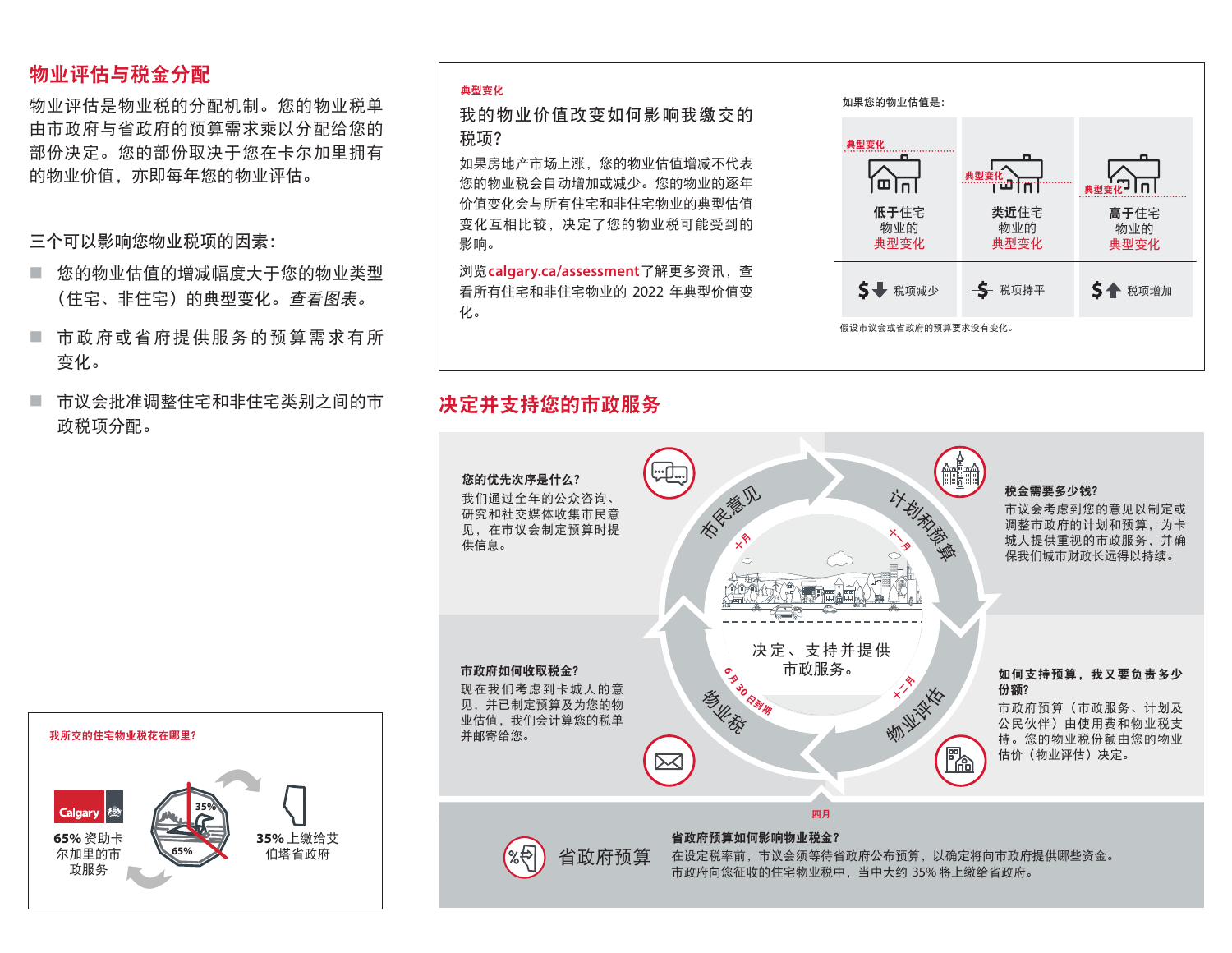## 物业评估与税金分配

物业评估是物业税的分配机制。您的物业税单由市政府与省政府的预算需求乘以分配给您的部份决定。您的部份取决于您在卡尔加里拥有的物业价值，亦即每年您的物业评估。

三个可以影响您物业税项的因素：

- 您的物业估值的增减幅度大于您的物业类型（住宅、非住宅）的**典型变化**。*查看图表。*
- 市政府或省政府提供服务的预算需求有所变化。
- 市议会批准调整住宅和非住宅类别之间的市政税项分配。

**我所交的住宅物业税花在哪里？**

Calgary

**65%** 资助卡尔加里的市政服务

35%

65%

**35%** 上缴给艾伯塔省政府

典型变化

### 我的物业价值改变如何影响我缴交的税项？

如果房地产市场上涨，您的物业估值增减不代表您的物业税会自动增加或减少。您的物业的逐年价值变化会与所有住宅和非住宅物业的典型估值变化互相比较，决定了您的物业税可能受到的影响。

浏览**calgary.ca/assessment**了解更多资讯，查看所有住宅和非住宅物业的 2022 年典型价值变化。

如果您的物业估值是：

典型变化

**低于**住宅物业的典型变化

$ 税项减少

**类近**住宅物业的典型变化

$ 税项持平

**高于**住宅物业的典型变化

$ 税项增加

假设市议会或省政府的预算要求没有变化。

## 决定并支持您的市政服务

**您的优先次序是什么？**
我们通过全年的公众咨询、研究和社交媒体收集市民意见，在市议会制定预算时提供信息。

**税金需要多少钱？**
市议会考虑到您的意见以制定或调整市政府的计划和预算，为卡城人提供重视的市政服务，并确保我们城市财政长远得以持续。

**市政府如何收取税金？**
现在我们考虑到卡城人的意见，并已制定预算及为您的物业估值，我们会计算您的税单并邮寄给您。

**如何支持预算，我又要负责多少份额？**
市政府预算（市政服务、计划及公民伙伴）由使用费和物业税支持。您的物业税份额由您的物业估价（物业评估）决定。

市民意见

十月

计划和预算

十一月

决定、支持并提供市政服务。

物业税

6 月 30 日到期

物业评估

十二月

四月

省政府预算

**省政府预算如何影响物业税金？**
在设定税率前，市议会须等待省政府公布预算，以确定将向市政府提供哪些资金。
市政府向您征收的住宅物业税中，当中大约 35% 将上缴给省政府。